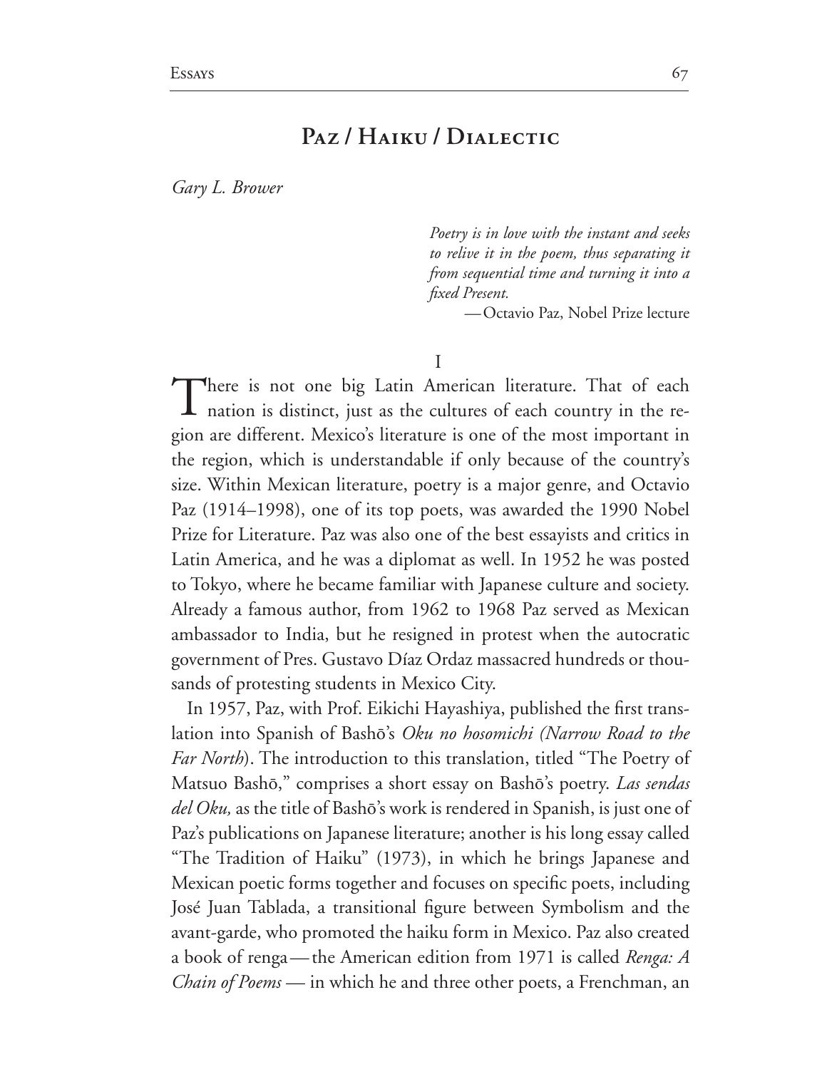# Paz / Haiku / Dialectic

*Gary L. Brower*

> *Poetry is in love with the instant and seeks to relive it in the poem, thus separating it from sequential time and turning it into a fixed Present.*
>
> — Octavio Paz, Nobel Prize lecture

I

There is not one big Latin American literature. That of each nation is distinct, just as the cultures of each country in the region are different. Mexico's literature is one of the most important in the region, which is understandable if only because of the country's size. Within Mexican literature, poetry is a major genre, and Octavio Paz (1914–1998), one of its top poets, was awarded the 1990 Nobel Prize for Literature. Paz was also one of the best essayists and critics in Latin America, and he was a diplomat as well. In 1952 he was posted to Tokyo, where he became familiar with Japanese culture and society. Already a famous author, from 1962 to 1968 Paz served as Mexican ambassador to India, but he resigned in protest when the autocratic government of Pres. Gustavo Díaz Ordaz massacred hundreds or thousands of protesting students in Mexico City.

In 1957, Paz, with Prof. Eikichi Hayashiya, published the first translation into Spanish of Bashō's *Oku no hosomichi (Narrow Road to the Far North*). The introduction to this translation, titled "The Poetry of Matsuo Bashō," comprises a short essay on Bashō's poetry. *Las sendas del Oku,* as the title of Bashō's work is rendered in Spanish, is just one of Paz's publications on Japanese literature; another is his long essay called "The Tradition of Haiku" (1973), in which he brings Japanese and Mexican poetic forms together and focuses on specific poets, including José Juan Tablada, a transitional figure between Symbolism and the avant-garde, who promoted the haiku form in Mexico. Paz also created a book of renga — the American edition from 1971 is called *Renga: A Chain of Poems* — in which he and three other poets, a Frenchman, an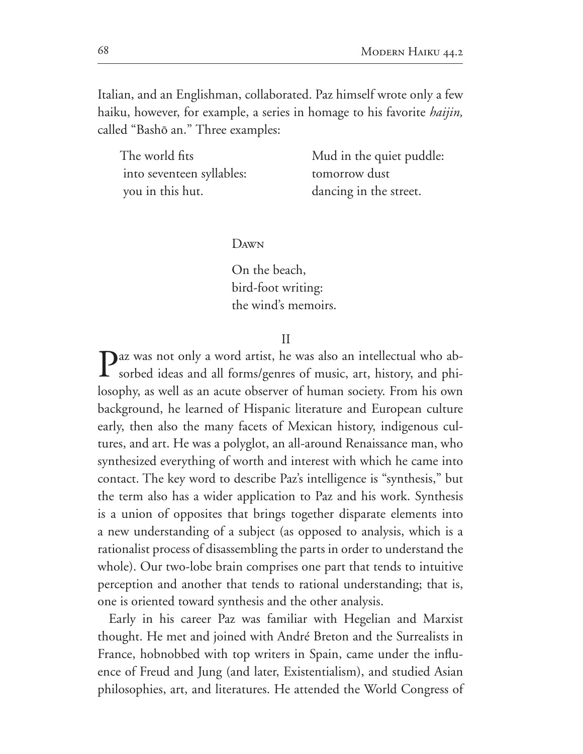Italian, and an Englishman, collaborated. Paz himself wrote only a few haiku, however, for example, a series in homage to his favorite *haijin,* called "Bashō an." Three examples:

The world fits  
into seventeen syllables:  
you in this hut.

Mud in the quiet puddle:  
tomorrow dust  
dancing in the street.

Dawn

On the beach,  
bird-foot writing:  
the wind's memoirs.

II

Paz was not only a word artist, he was also an intellectual who absorbed ideas and all forms/genres of music, art, history, and philosophy, as well as an acute observer of human society. From his own background, he learned of Hispanic literature and European culture early, then also the many facets of Mexican history, indigenous cultures, and art. He was a polyglot, an all-around Renaissance man, who synthesized everything of worth and interest with which he came into contact. The key word to describe Paz's intelligence is "synthesis," but the term also has a wider application to Paz and his work. Synthesis is a union of opposites that brings together disparate elements into a new understanding of a subject (as opposed to analysis, which is a rationalist process of disassembling the parts in order to understand the whole). Our two-lobe brain comprises one part that tends to intuitive perception and another that tends to rational understanding; that is, one is oriented toward synthesis and the other analysis.

Early in his career Paz was familiar with Hegelian and Marxist thought. He met and joined with André Breton and the Surrealists in France, hobnobbed with top writers in Spain, came under the influence of Freud and Jung (and later, Existentialism), and studied Asian philosophies, art, and literatures. He attended the World Congress of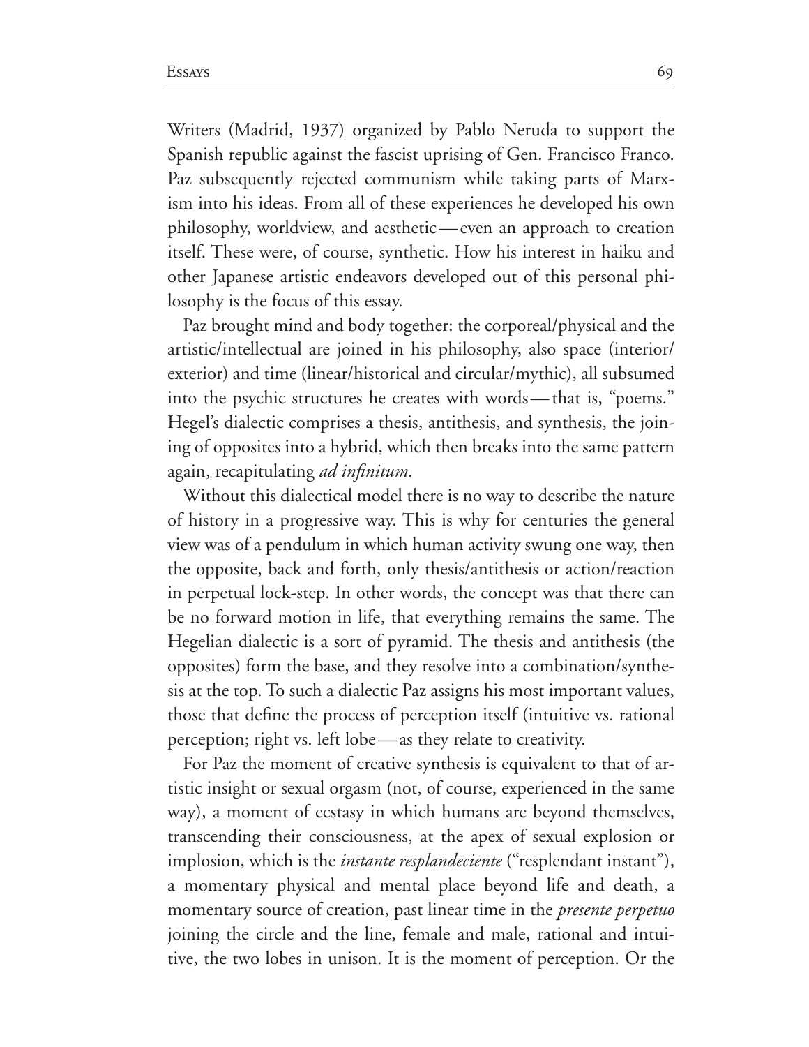Writers (Madrid, 1937) organized by Pablo Neruda to support the Spanish republic against the fascist uprising of Gen. Francisco Franco. Paz subsequently rejected communism while taking parts of Marxism into his ideas. From all of these experiences he developed his own philosophy, worldview, and aesthetic — even an approach to creation itself. These were, of course, synthetic. How his interest in haiku and other Japanese artistic endeavors developed out of this personal philosophy is the focus of this essay.

Paz brought mind and body together: the corporeal/physical and the artistic/intellectual are joined in his philosophy, also space (interior/exterior) and time (linear/historical and circular/mythic), all subsumed into the psychic structures he creates with words — that is, "poems." Hegel's dialectic comprises a thesis, antithesis, and synthesis, the joining of opposites into a hybrid, which then breaks into the same pattern again, recapitulating *ad infinitum*.

Without this dialectical model there is no way to describe the nature of history in a progressive way. This is why for centuries the general view was of a pendulum in which human activity swung one way, then the opposite, back and forth, only thesis/antithesis or action/reaction in perpetual lock-step. In other words, the concept was that there can be no forward motion in life, that everything remains the same. The Hegelian dialectic is a sort of pyramid. The thesis and antithesis (the opposites) form the base, and they resolve into a combination/synthesis at the top. To such a dialectic Paz assigns his most important values, those that define the process of perception itself (intuitive vs. rational perception; right vs. left lobe — as they relate to creativity.

For Paz the moment of creative synthesis is equivalent to that of artistic insight or sexual orgasm (not, of course, experienced in the same way), a moment of ecstasy in which humans are beyond themselves, transcending their consciousness, at the apex of sexual explosion or implosion, which is the *instante resplandeciente* ("resplendant instant"), a momentary physical and mental place beyond life and death, a momentary source of creation, past linear time in the *presente perpetuo* joining the circle and the line, female and male, rational and intuitive, the two lobes in unison. It is the moment of perception. Or the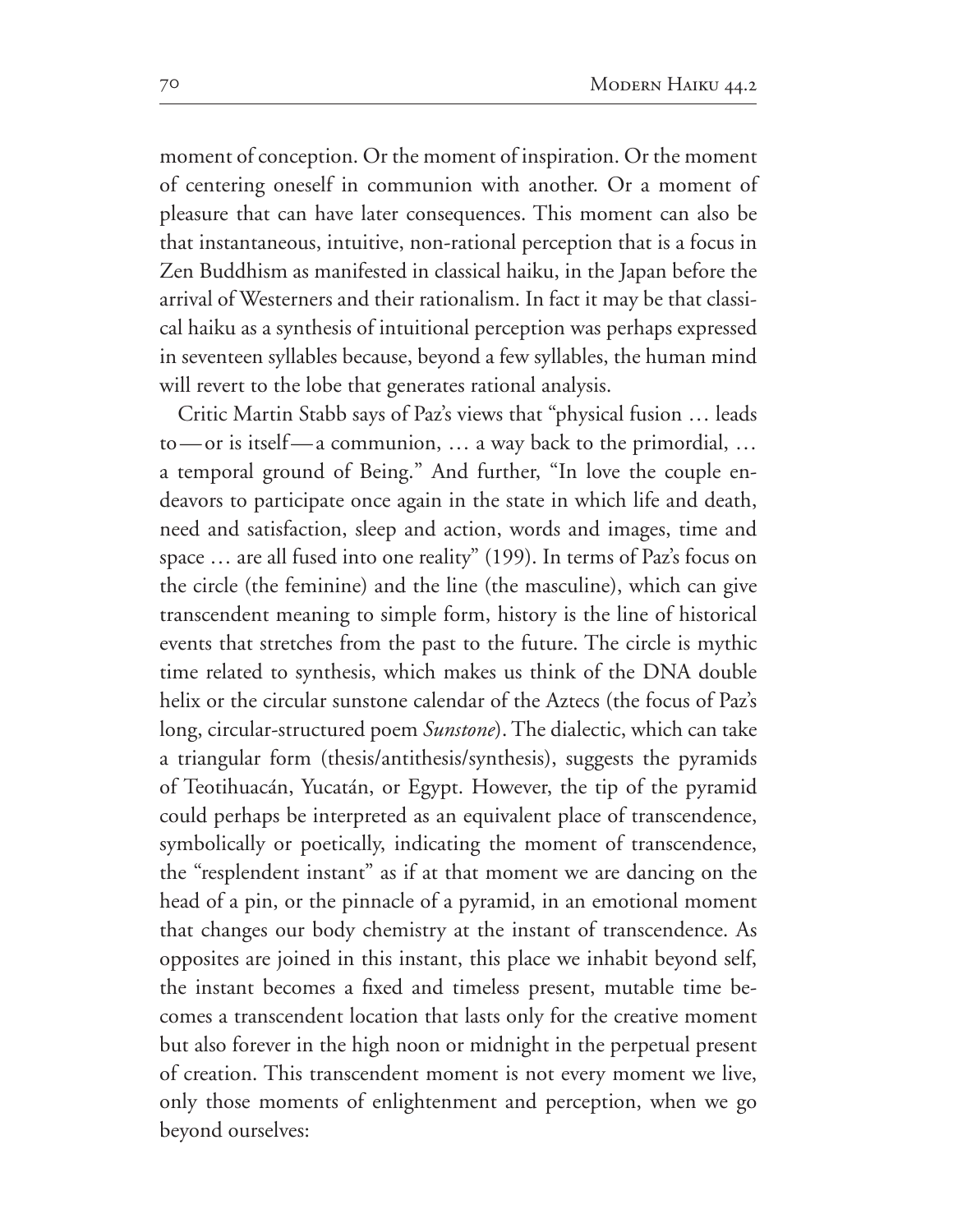moment of conception. Or the moment of inspiration. Or the moment of centering oneself in communion with another. Or a moment of pleasure that can have later consequences. This moment can also be that instantaneous, intuitive, non-rational perception that is a focus in Zen Buddhism as manifested in classical haiku, in the Japan before the arrival of Westerners and their rationalism. In fact it may be that classical haiku as a synthesis of intuitional perception was perhaps expressed in seventeen syllables because, beyond a few syllables, the human mind will revert to the lobe that generates rational analysis.

Critic Martin Stabb says of Paz's views that "physical fusion … leads to — or is itself — a communion, … a way back to the primordial, … a temporal ground of Being." And further, "In love the couple endeavors to participate once again in the state in which life and death, need and satisfaction, sleep and action, words and images, time and space … are all fused into one reality" (199). In terms of Paz's focus on the circle (the feminine) and the line (the masculine), which can give transcendent meaning to simple form, history is the line of historical events that stretches from the past to the future. The circle is mythic time related to synthesis, which makes us think of the DNA double helix or the circular sunstone calendar of the Aztecs (the focus of Paz's long, circular-structured poem *Sunstone*). The dialectic, which can take a triangular form (thesis/antithesis/synthesis), suggests the pyramids of Teotihuacán, Yucatán, or Egypt. However, the tip of the pyramid could perhaps be interpreted as an equivalent place of transcendence, symbolically or poetically, indicating the moment of transcendence, the "resplendent instant" as if at that moment we are dancing on the head of a pin, or the pinnacle of a pyramid, in an emotional moment that changes our body chemistry at the instant of transcendence. As opposites are joined in this instant, this place we inhabit beyond self, the instant becomes a fixed and timeless present, mutable time becomes a transcendent location that lasts only for the creative moment but also forever in the high noon or midnight in the perpetual present of creation. This transcendent moment is not every moment we live, only those moments of enlightenment and perception, when we go beyond ourselves: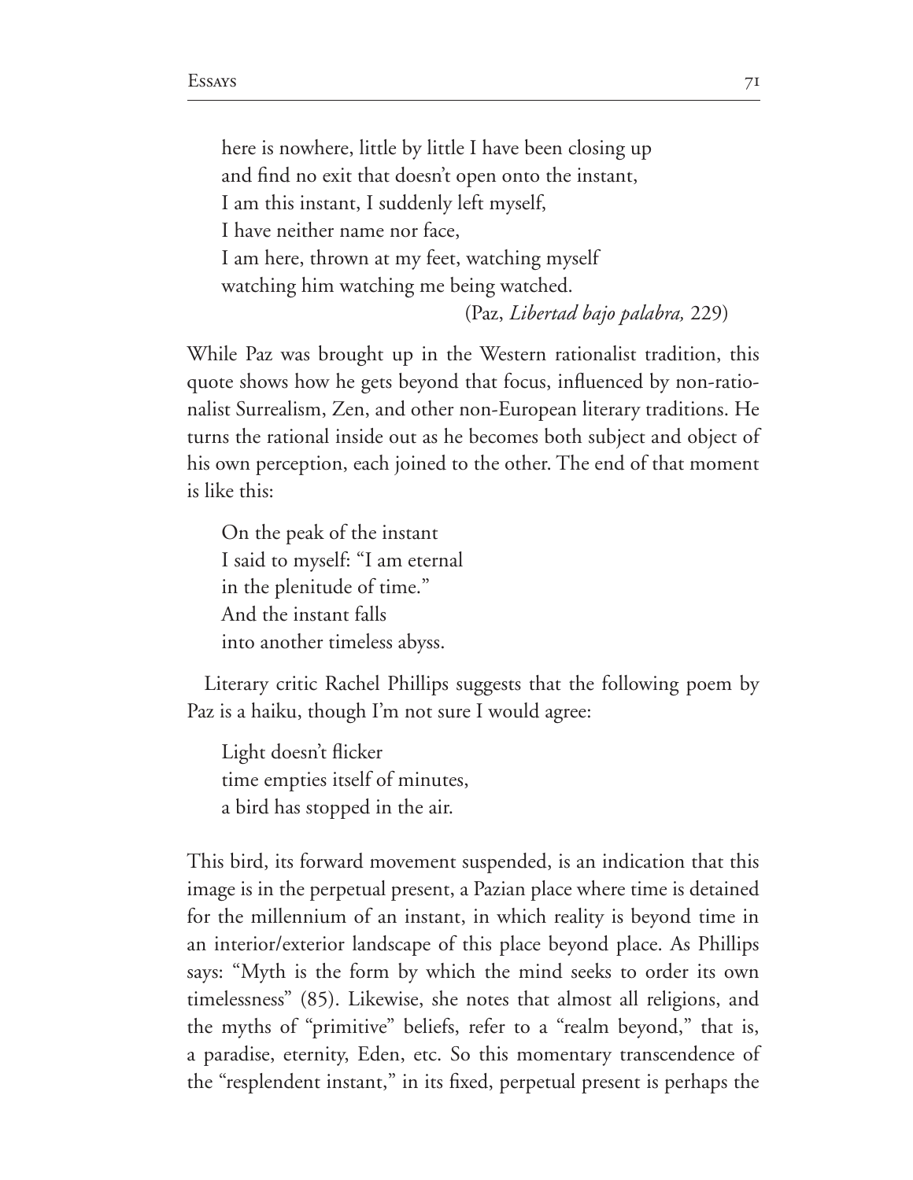here is nowhere, little by little I have been closing up  
and find no exit that doesn't open onto the instant,  
I am this instant, I suddenly left myself,  
I have neither name nor face,  
I am here, thrown at my feet, watching myself  
watching him watching me being watched.

(Paz, *Libertad bajo palabra,* 229)

While Paz was brought up in the Western rationalist tradition, this quote shows how he gets beyond that focus, influenced by non-rationalist Surrealism, Zen, and other non-European literary traditions. He turns the rational inside out as he becomes both subject and object of his own perception, each joined to the other. The end of that moment is like this:

On the peak of the instant  
I said to myself: "I am eternal  
in the plenitude of time."  
And the instant falls  
into another timeless abyss.

Literary critic Rachel Phillips suggests that the following poem by Paz is a haiku, though I'm not sure I would agree:

Light doesn't flicker  
time empties itself of minutes,  
a bird has stopped in the air.

This bird, its forward movement suspended, is an indication that this image is in the perpetual present, a Pazian place where time is detained for the millennium of an instant, in which reality is beyond time in an interior/exterior landscape of this place beyond place. As Phillips says: "Myth is the form by which the mind seeks to order its own timelessness" (85). Likewise, she notes that almost all religions, and the myths of "primitive" beliefs, refer to a "realm beyond," that is, a paradise, eternity, Eden, etc. So this momentary transcendence of the "resplendent instant," in its fixed, perpetual present is perhaps the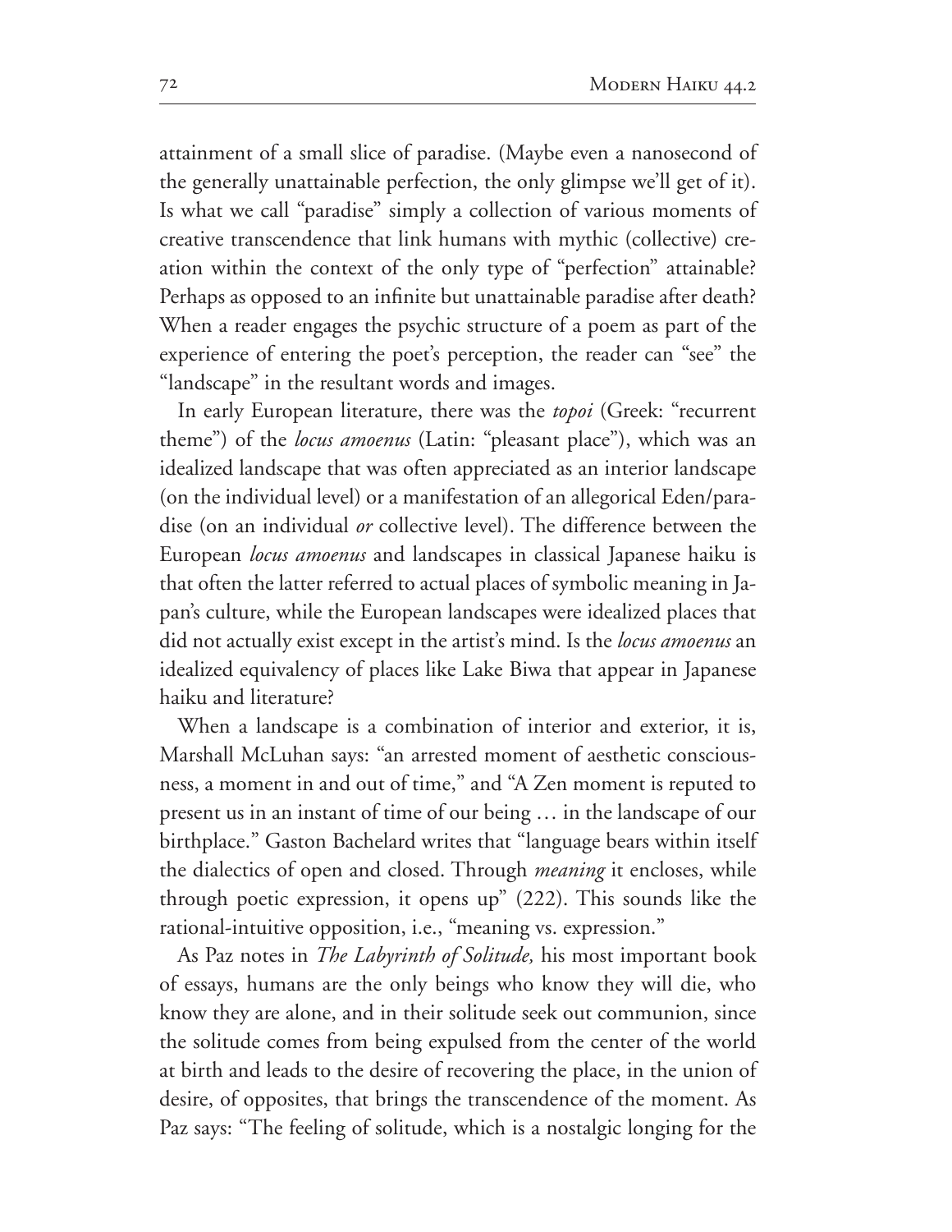attainment of a small slice of paradise. (Maybe even a nanosecond of the generally unattainable perfection, the only glimpse we'll get of it). Is what we call "paradise" simply a collection of various moments of creative transcendence that link humans with mythic (collective) creation within the context of the only type of "perfection" attainable? Perhaps as opposed to an infinite but unattainable paradise after death? When a reader engages the psychic structure of a poem as part of the experience of entering the poet's perception, the reader can "see" the "landscape" in the resultant words and images.

In early European literature, there was the *topoi* (Greek: "recurrent theme") of the *locus amoenus* (Latin: "pleasant place"), which was an idealized landscape that was often appreciated as an interior landscape (on the individual level) or a manifestation of an allegorical Eden/paradise (on an individual *or* collective level). The difference between the European *locus amoenus* and landscapes in classical Japanese haiku is that often the latter referred to actual places of symbolic meaning in Japan's culture, while the European landscapes were idealized places that did not actually exist except in the artist's mind. Is the *locus amoenus* an idealized equivalency of places like Lake Biwa that appear in Japanese haiku and literature?

When a landscape is a combination of interior and exterior, it is, Marshall McLuhan says: "an arrested moment of aesthetic consciousness, a moment in and out of time," and "A Zen moment is reputed to present us in an instant of time of our being … in the landscape of our birthplace." Gaston Bachelard writes that "language bears within itself the dialectics of open and closed. Through *meaning* it encloses, while through poetic expression, it opens up" (222). This sounds like the rational-intuitive opposition, i.e., "meaning vs. expression."

As Paz notes in *The Labyrinth of Solitude,* his most important book of essays, humans are the only beings who know they will die, who know they are alone, and in their solitude seek out communion, since the solitude comes from being expulsed from the center of the world at birth and leads to the desire of recovering the place, in the union of desire, of opposites, that brings the transcendence of the moment. As Paz says: "The feeling of solitude, which is a nostalgic longing for the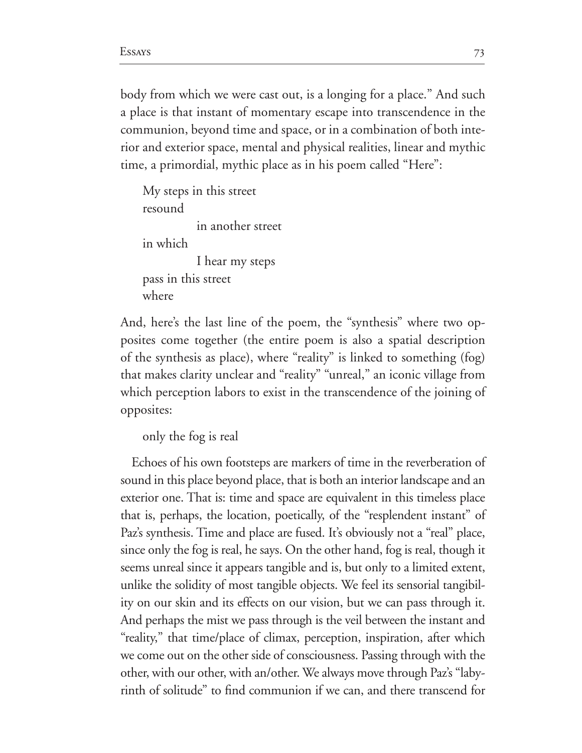body from which we were cast out, is a longing for a place." And such a place is that instant of momentary escape into transcendence in the communion, beyond time and space, or in a combination of both interior and exterior space, mental and physical realities, linear and mythic time, a primordial, mythic place as in his poem called "Here":

> My steps in this street
> resound
>               in another street
> in which
>               I hear my steps
> pass in this street
> where

And, here's the last line of the poem, the "synthesis" where two opposites come together (the entire poem is also a spatial description of the synthesis as place), where "reality" is linked to something (fog) that makes clarity unclear and "reality" "unreal," an iconic village from which perception labors to exist in the transcendence of the joining of opposites:

> only the fog is real

Echoes of his own footsteps are markers of time in the reverberation of sound in this place beyond place, that is both an interior landscape and an exterior one. That is: time and space are equivalent in this timeless place that is, perhaps, the location, poetically, of the "resplendent instant" of Paz's synthesis. Time and place are fused. It's obviously not a "real" place, since only the fog is real, he says. On the other hand, fog is real, though it seems unreal since it appears tangible and is, but only to a limited extent, unlike the solidity of most tangible objects. We feel its sensorial tangibility on our skin and its effects on our vision, but we can pass through it. And perhaps the mist we pass through is the veil between the instant and "reality," that time/place of climax, perception, inspiration, after which we come out on the other side of consciousness. Passing through with the other, with our other, with an/other. We always move through Paz's "labyrinth of solitude" to find communion if we can, and there transcend for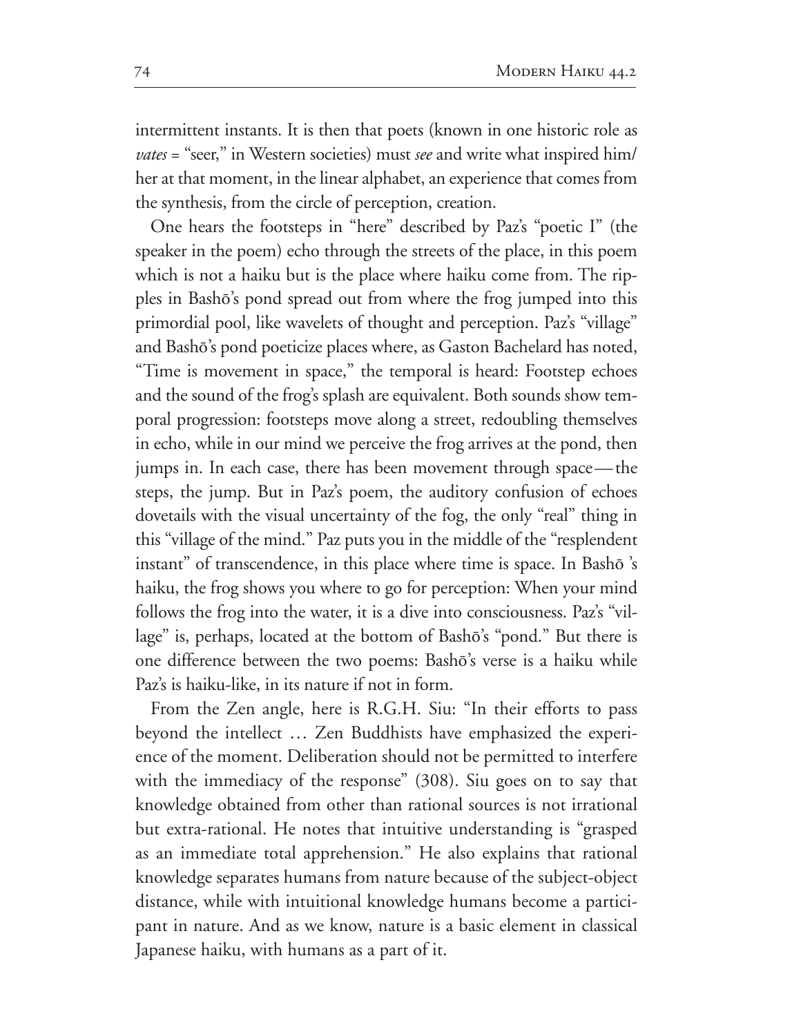intermittent instants. It is then that poets (known in one historic role as *vates* = "seer," in Western societies) must *see* and write what inspired him/her at that moment, in the linear alphabet, an experience that comes from the synthesis, from the circle of perception, creation.

One hears the footsteps in "here" described by Paz's "poetic I" (the speaker in the poem) echo through the streets of the place, in this poem which is not a haiku but is the place where haiku come from. The ripples in Bashō's pond spread out from where the frog jumped into this primordial pool, like wavelets of thought and perception. Paz's "village" and Bashō's pond poeticize places where, as Gaston Bachelard has noted, "Time is movement in space," the temporal is heard: Footstep echoes and the sound of the frog's splash are equivalent. Both sounds show temporal progression: footsteps move along a street, redoubling themselves in echo, while in our mind we perceive the frog arrives at the pond, then jumps in. In each case, there has been movement through space—the steps, the jump. But in Paz's poem, the auditory confusion of echoes dovetails with the visual uncertainty of the fog, the only "real" thing in this "village of the mind." Paz puts you in the middle of the "resplendent instant" of transcendence, in this place where time is space. In Bashō 's haiku, the frog shows you where to go for perception: When your mind follows the frog into the water, it is a dive into consciousness. Paz's "village" is, perhaps, located at the bottom of Bashō's "pond." But there is one difference between the two poems: Bashō's verse is a haiku while Paz's is haiku-like, in its nature if not in form.

From the Zen angle, here is R.G.H. Siu: "In their efforts to pass beyond the intellect … Zen Buddhists have emphasized the experience of the moment. Deliberation should not be permitted to interfere with the immediacy of the response" (308). Siu goes on to say that knowledge obtained from other than rational sources is not irrational but extra-rational. He notes that intuitive understanding is "grasped as an immediate total apprehension." He also explains that rational knowledge separates humans from nature because of the subject-object distance, while with intuitional knowledge humans become a participant in nature. And as we know, nature is a basic element in classical Japanese haiku, with humans as a part of it.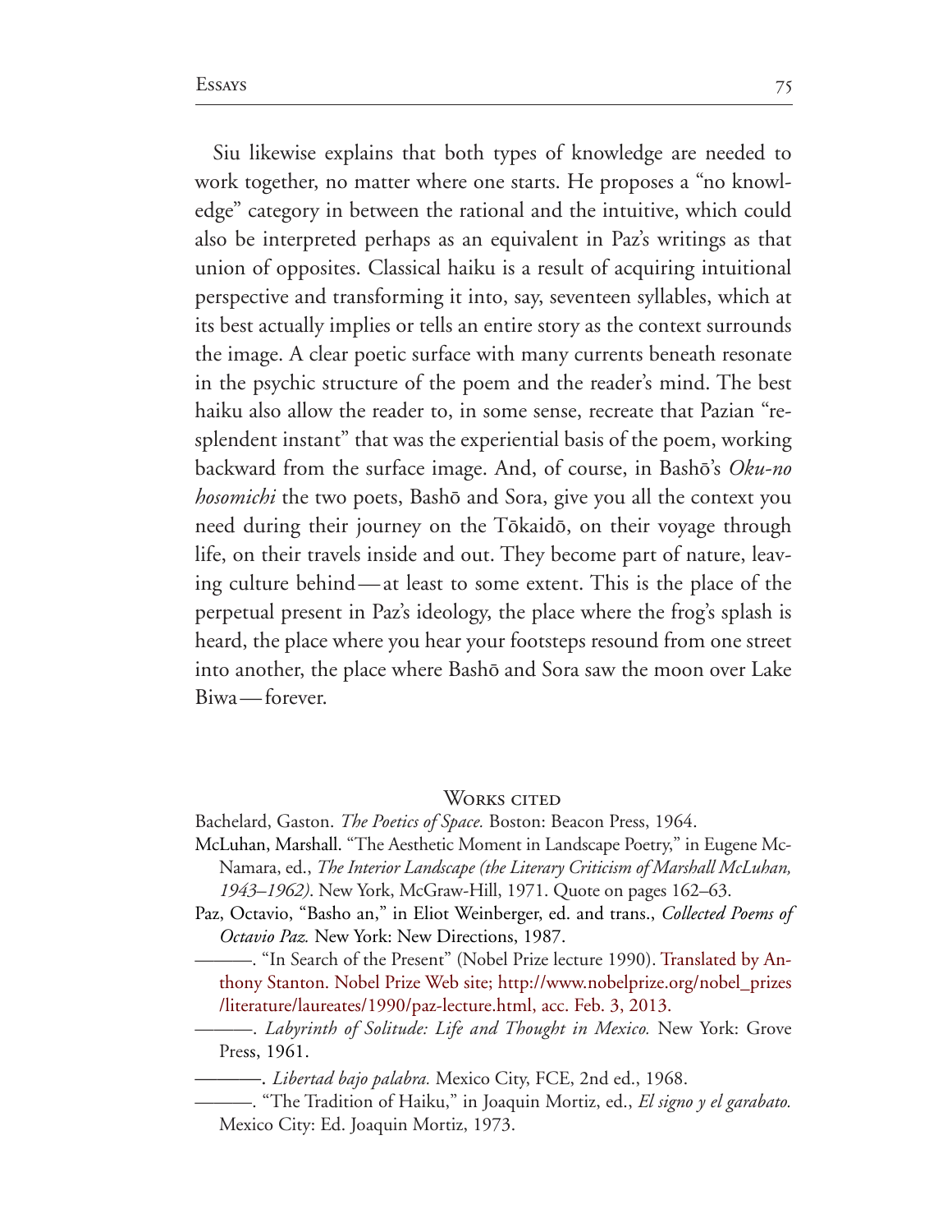Siu likewise explains that both types of knowledge are needed to work together, no matter where one starts. He proposes a "no knowledge" category in between the rational and the intuitive, which could also be interpreted perhaps as an equivalent in Paz's writings as that union of opposites. Classical haiku is a result of acquiring intuitional perspective and transforming it into, say, seventeen syllables, which at its best actually implies or tells an entire story as the context surrounds the image. A clear poetic surface with many currents beneath resonate in the psychic structure of the poem and the reader's mind. The best haiku also allow the reader to, in some sense, recreate that Pazian "resplendent instant" that was the experiential basis of the poem, working backward from the surface image. And, of course, in Bashō's *Oku-no hosomichi* the two poets, Bashō and Sora, give you all the context you need during their journey on the Tōkaidō, on their voyage through life, on their travels inside and out. They become part of nature, leaving culture behind—at least to some extent. This is the place of the perpetual present in Paz's ideology, the place where the frog's splash is heard, the place where you hear your footsteps resound from one street into another, the place where Bashō and Sora saw the moon over Lake Biwa—forever.

## Works cited

Bachelard, Gaston. *The Poetics of Space.* Boston: Beacon Press, 1964.

McLuhan, Marshall. "The Aesthetic Moment in Landscape Poetry," in Eugene McNamara, ed., *The Interior Landscape (the Literary Criticism of Marshall McLuhan, 1943–1962).* New York, McGraw-Hill, 1971. Quote on pages 162–63.

Paz, Octavio, "Basho an," in Eliot Weinberger, ed. and trans., *Collected Poems of Octavio Paz.* New York: New Directions, 1987.

———. "In Search of the Present" (Nobel Prize lecture 1990). Translated by Anthony Stanton. Nobel Prize Web site; http://www.nobelprize.org/nobel_prizes/literature/laureates/1990/paz-lecture.html, acc. Feb. 3, 2013.

———. *Labyrinth of Solitude: Life and Thought in Mexico.* New York: Grove Press, 1961.

———. *Libertad bajo palabra.* Mexico City, FCE, 2nd ed., 1968.

———. "The Tradition of Haiku," in Joaquin Mortiz, ed., *El signo y el garabato.* Mexico City: Ed. Joaquin Mortiz, 1973.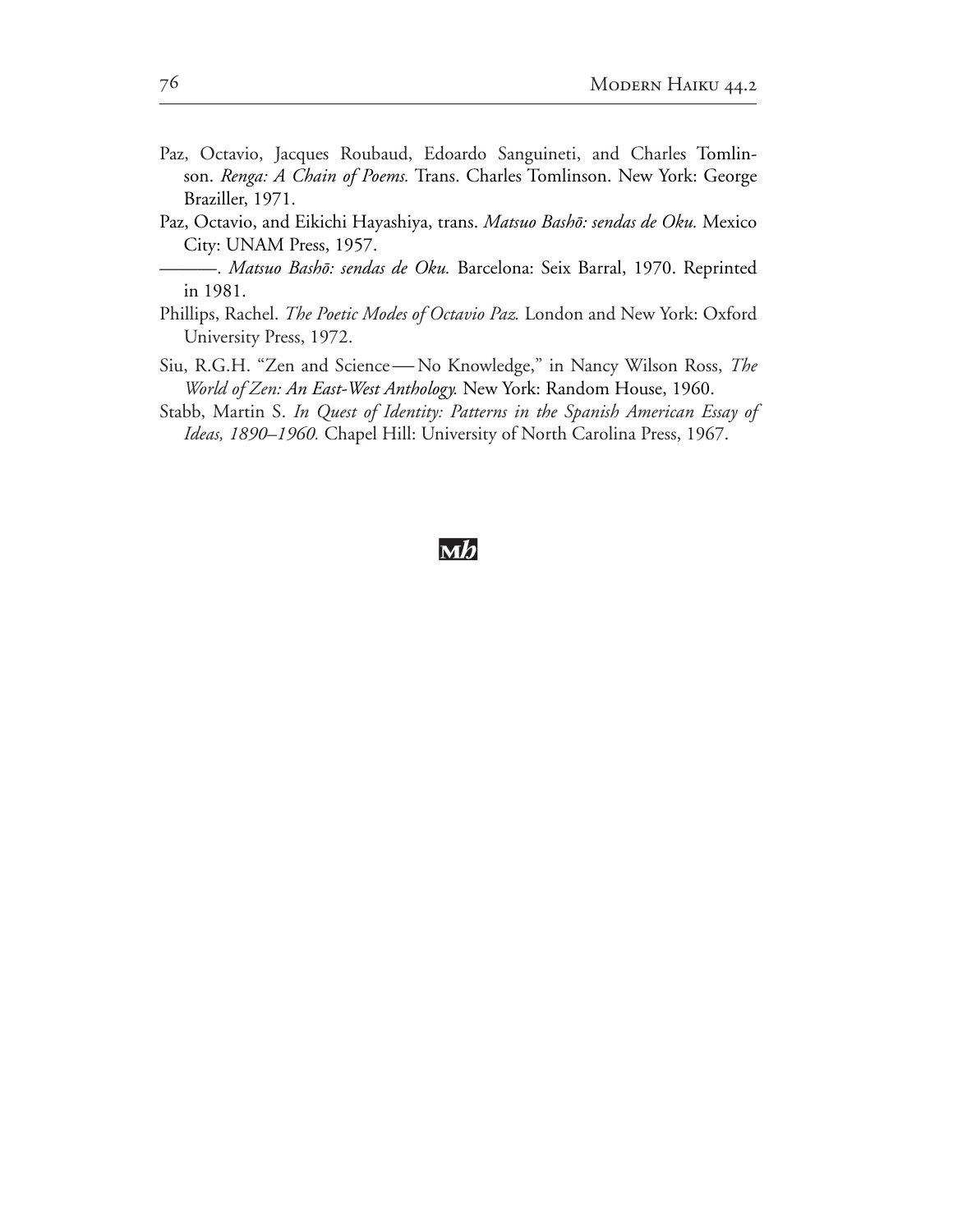Paz, Octavio, Jacques Roubaud, Edoardo Sanguineti, and Charles Tomlinson. *Renga: A Chain of Poems.* Trans. Charles Tomlinson. New York: George Braziller, 1971.

Paz, Octavio, and Eikichi Hayashiya, trans. *Matsuo Bashō: sendas de Oku.* Mexico City: UNAM Press, 1957.

———. *Matsuo Bashō: sendas de Oku.* Barcelona: Seix Barral, 1970. Reprinted in 1981.

Phillips, Rachel. *The Poetic Modes of Octavio Paz.* London and New York: Oxford University Press, 1972.

Siu, R.G.H. "Zen and Science — No Knowledge," in Nancy Wilson Ross, *The World of Zen: An East-West Anthology.* New York: Random House, 1960.

Stabb, Martin S. *In Quest of Identity: Patterns in the Spanish American Essay of Ideas, 1890–1960.* Chapel Hill: University of North Carolina Press, 1967.